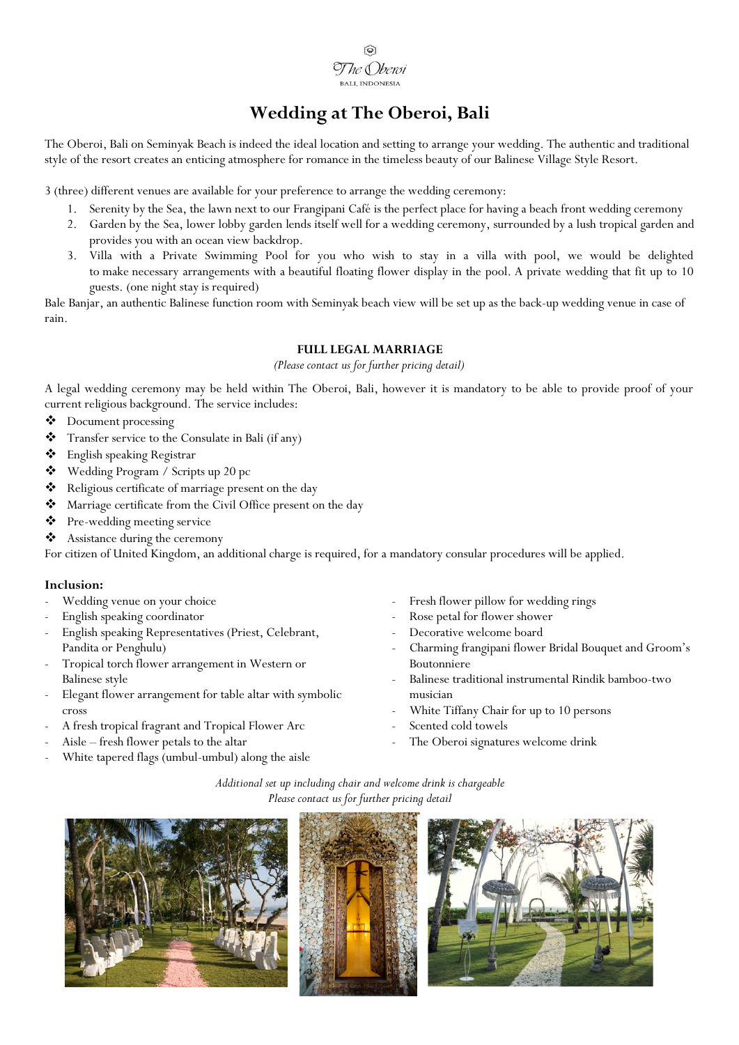The Oberoi
BALI, INDONESIA

# Wedding at The Oberoi, Bali

The Oberoi, Bali on Seminyak Beach is indeed the ideal location and setting to arrange your wedding. The authentic and traditional style of the resort creates an enticing atmosphere for romance in the timeless beauty of our Balinese Village Style Resort.

3 (three) different venues are available for your preference to arrange the wedding ceremony:

1. Serenity by the Sea, the lawn next to our Frangipani Café is the perfect place for having a beach front wedding ceremony
2. Garden by the Sea, lower lobby garden lends itself well for a wedding ceremony, surrounded by a lush tropical garden and provides you with an ocean view backdrop.
3. Villa with a Private Swimming Pool for you who wish to stay in a villa with pool, we would be delighted to make necessary arrangements with a beautiful floating flower display in the pool. A private wedding that fit up to 10 guests. (one night stay is required)

Bale Banjar, an authentic Balinese function room with Seminyak beach view will be set up as the back-up wedding venue in case of rain.

### FULL LEGAL MARRIAGE

*(Please contact us for further pricing detail)*

A legal wedding ceremony may be held within The Oberoi, Bali, however it is mandatory to be able to provide proof of your current religious background. The service includes:

- Document processing
- Transfer service to the Consulate in Bali (if any)
- English speaking Registrar
- Wedding Program / Scripts up 20 pc
- Religious certificate of marriage present on the day
- Marriage certificate from the Civil Office present on the day
- Pre-wedding meeting service
- Assistance during the ceremony

For citizen of United Kingdom, an additional charge is required, for a mandatory consular procedures will be applied.

**Inclusion:**

- Wedding venue on your choice
- English speaking coordinator
- English speaking Representatives (Priest, Celebrant, Pandita or Penghulu)
- Tropical torch flower arrangement in Western or Balinese style
- Elegant flower arrangement for table altar with symbolic cross
- A fresh tropical fragrant and Tropical Flower Arc
- Aisle – fresh flower petals to the altar
- White tapered flags (umbul-umbul) along the aisle
- Fresh flower pillow for wedding rings
- Rose petal for flower shower
- Decorative welcome board
- Charming frangipani flower Bridal Bouquet and Groom's Boutonniere
- Balinese traditional instrumental Rindik bamboo-two musician
- White Tiffany Chair for up to 10 persons
- Scented cold towels
- The Oberoi signatures welcome drink

*Additional set up including chair and welcome drink is chargeable*
*Please contact us for further pricing detail*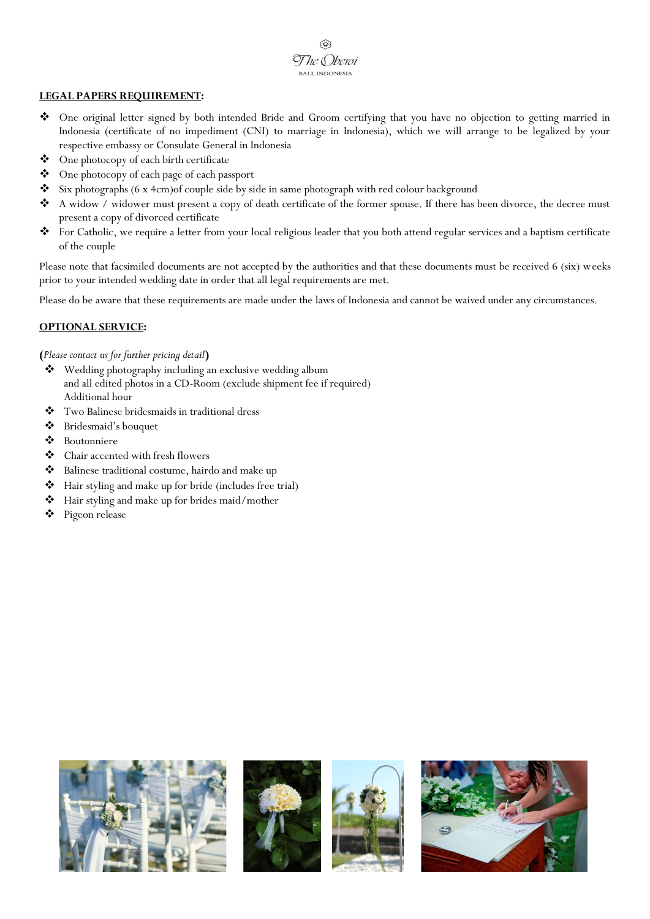## LEGAL PAPERS REQUIREMENT:

- One original letter signed by both intended Bride and Groom certifying that you have no objection to getting married in Indonesia (certificate of no impediment (CNI) to marriage in Indonesia), which we will arrange to be legalized by your respective embassy or Consulate General in Indonesia
- One photocopy of each birth certificate
- One photocopy of each page of each passport
- Six photographs (6 x 4cm)of couple side by side in same photograph with red colour background
- A widow / widower must present a copy of death certificate of the former spouse. If there has been divorce, the decree must present a copy of divorced certificate
- For Catholic, we require a letter from your local religious leader that you both attend regular services and a baptism certificate of the couple

Please note that facsimiled documents are not accepted by the authorities and that these documents must be received 6 (six) weeks prior to your intended wedding date in order that all legal requirements are met.

Please do be aware that these requirements are made under the laws of Indonesia and cannot be waived under any circumstances.

## OPTIONAL SERVICE:

(*Please contact us for further pricing detail*)

- Wedding photography including an exclusive wedding album and all edited photos in a CD-Room (exclude shipment fee if required) Additional hour
- Two Balinese bridesmaids in traditional dress
- Bridesmaid's bouquet
- Boutonniere
- Chair accented with fresh flowers
- Balinese traditional costume, hairdo and make up
- Hair styling and make up for bride (includes free trial)
- Hair styling and make up for brides maid/mother
- Pigeon release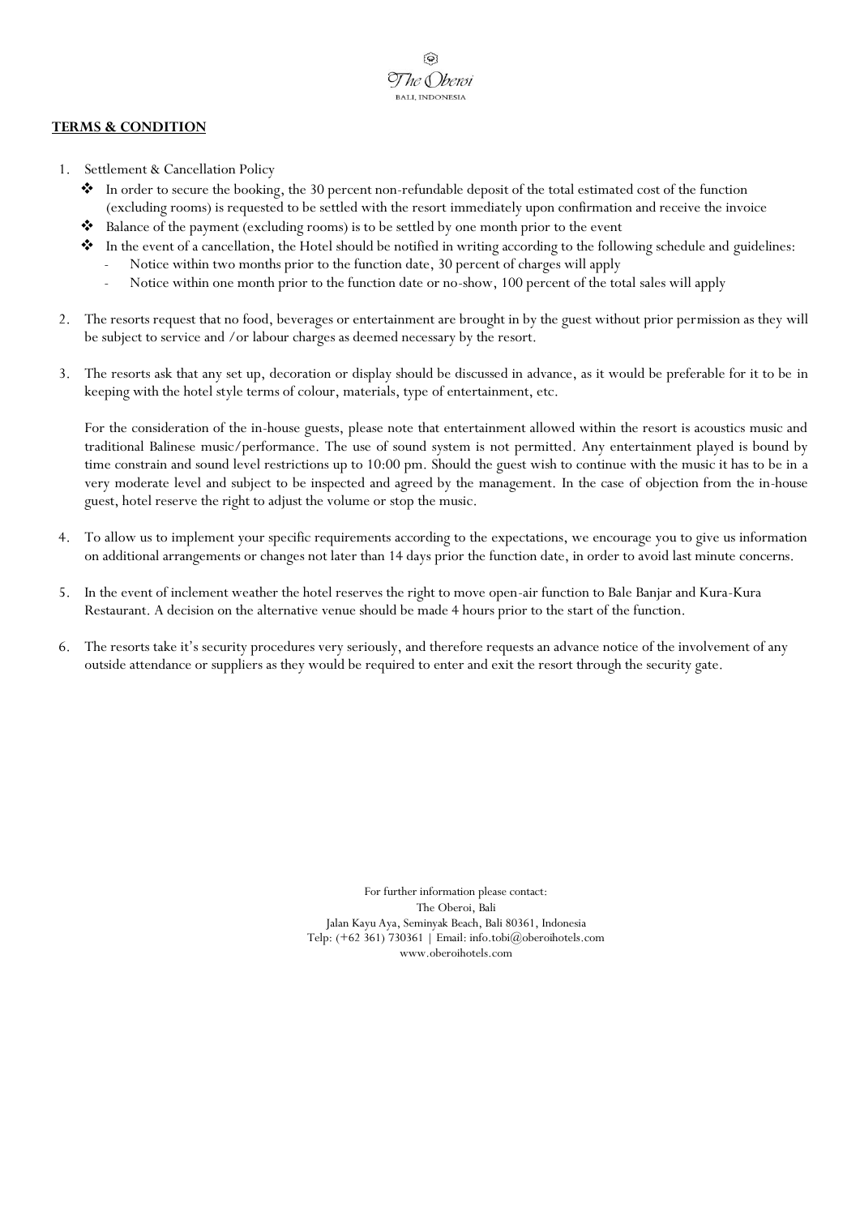The Oberoi
BALI, INDONESIA

**TERMS & CONDITION**

1. Settlement & Cancellation Policy
   - In order to secure the booking, the 30 percent non-refundable deposit of the total estimated cost of the function (excluding rooms) is requested to be settled with the resort immediately upon confirmation and receive the invoice
   - Balance of the payment (excluding rooms) is to be settled by one month prior to the event
   - In the event of a cancellation, the Hotel should be notified in writing according to the following schedule and guidelines:
     - Notice within two months prior to the function date, 30 percent of charges will apply
     - Notice within one month prior to the function date or no-show, 100 percent of the total sales will apply

2. The resorts request that no food, beverages or entertainment are brought in by the guest without prior permission as they will be subject to service and /or labour charges as deemed necessary by the resort.

3. The resorts ask that any set up, decoration or display should be discussed in advance, as it would be preferable for it to be in keeping with the hotel style terms of colour, materials, type of entertainment, etc.

   For the consideration of the in-house guests, please note that entertainment allowed within the resort is acoustics music and traditional Balinese music/performance. The use of sound system is not permitted. Any entertainment played is bound by time constrain and sound level restrictions up to 10:00 pm. Should the guest wish to continue with the music it has to be in a very moderate level and subject to be inspected and agreed by the management. In the case of objection from the in-house guest, hotel reserve the right to adjust the volume or stop the music.

4. To allow us to implement your specific requirements according to the expectations, we encourage you to give us information on additional arrangements or changes not later than 14 days prior the function date, in order to avoid last minute concerns.

5. In the event of inclement weather the hotel reserves the right to move open-air function to Bale Banjar and Kura-Kura Restaurant. A decision on the alternative venue should be made 4 hours prior to the start of the function.

6. The resorts take it's security procedures very seriously, and therefore requests an advance notice of the involvement of any outside attendance or suppliers as they would be required to enter and exit the resort through the security gate.

For further information please contact:
The Oberoi, Bali
Jalan Kayu Aya, Seminyak Beach, Bali 80361, Indonesia
Telp: (+62 361) 730361 | Email: info.tobi@oberoihotels.com
www.oberoihotels.com